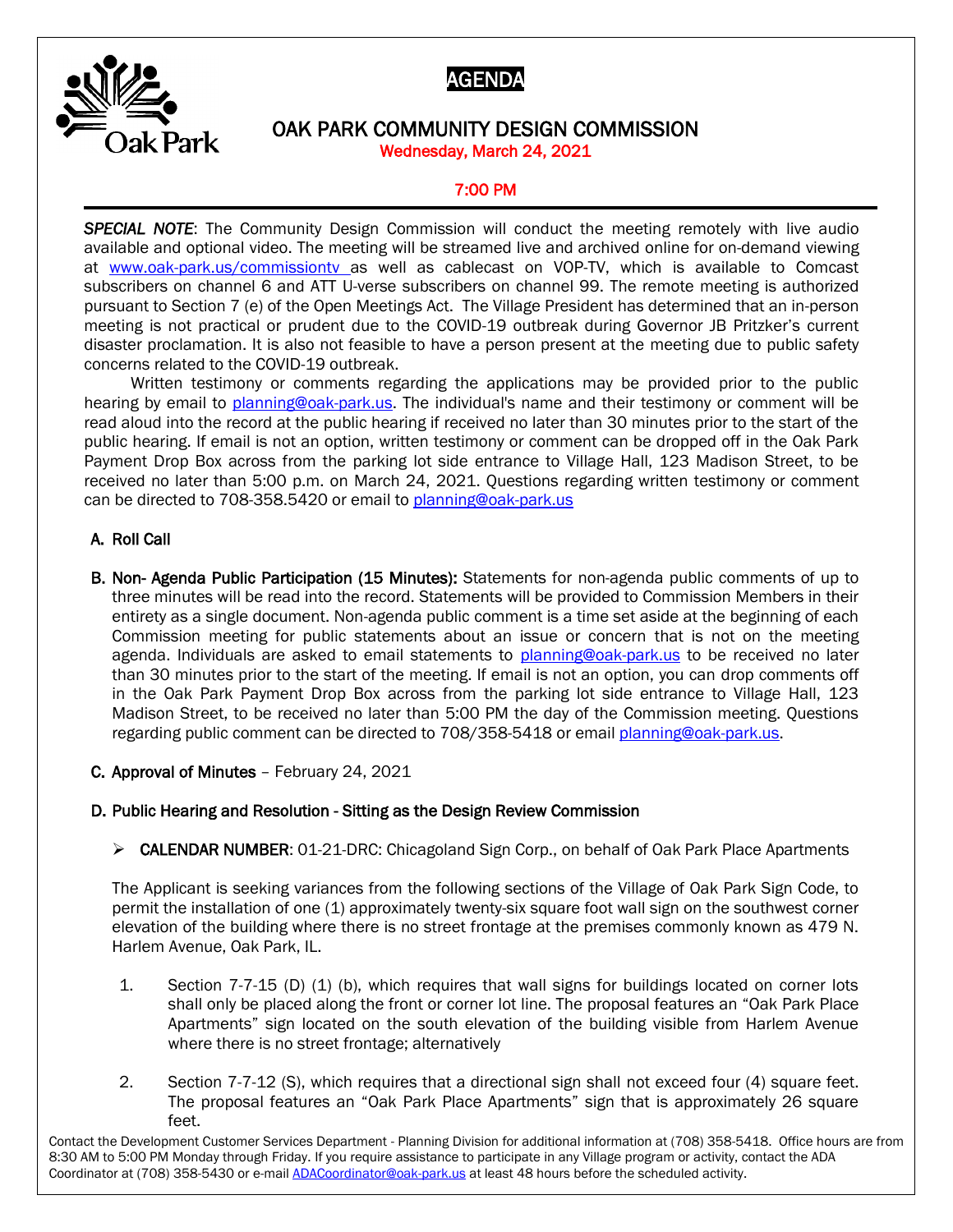# AGENDA

## OAK PARK COMMUNITY DESIGN COMMISSION

**Wednesday, March 24, 2021**

**7:00 PM**

*SPECIAL NOTE*: The Community Design Commission will conduct the meeting remotely with live audio available and optional video. The meeting will be streamed live and archived online for on-demand viewing at www.oak-park.us/commissiontv as well as cablecast on VOP-TV, which is available to Comcast subscribers on channel 6 and ATT U-verse subscribers on channel 99. The remote meeting is authorized pursuant to Section 7 (e) of the Open Meetings Act. The Village President has determined that an in-person meeting is not practical or prudent due to the COVID-19 outbreak during Governor JB Pritzker's current disaster proclamation. It is also not feasible to have a person present at the meeting due to public safety concerns related to the COVID-19 outbreak.

Written testimony or comments regarding the applications may be provided prior to the public hearing by email to planning@oak-park.us. The individual's name and their testimony or comment will be read aloud into the record at the public hearing if received no later than 30 minutes prior to the start of the public hearing. If email is not an option, written testimony or comment can be dropped off in the Oak Park Payment Drop Box across from the parking lot side entrance to Village Hall, 123 Madison Street, to be received no later than 5:00 p.m. on March 24, 2021. Questions regarding written testimony or comment can be directed to 708-358.5420 or email to planning@oak-park.us

**A. Roll Call**

**B. Non- Agenda Public Participation (15 Minutes):** Statements for non-agenda public comments of up to three minutes will be read into the record. Statements will be provided to Commission Members in their entirety as a single document. Non-agenda public comment is a time set aside at the beginning of each Commission meeting for public statements about an issue or concern that is not on the meeting agenda. Individuals are asked to email statements to planning@oak-park.us to be received no later than 30 minutes prior to the start of the meeting. If email is not an option, you can drop comments off in the Oak Park Payment Drop Box across from the parking lot side entrance to Village Hall, 123 Madison Street, to be received no later than 5:00 PM the day of the Commission meeting. Questions regarding public comment can be directed to 708/358-5418 or email planning@oak-park.us.

**C. Approval of Minutes** – February 24, 2021

**D. Public Hearing and Resolution - Sitting as the Design Review Commission**

- **CALENDAR NUMBER**: 01-21-DRC: Chicagoland Sign Corp., on behalf of Oak Park Place Apartments

The Applicant is seeking variances from the following sections of the Village of Oak Park Sign Code, to permit the installation of one (1) approximately twenty-six square foot wall sign on the southwest corner elevation of the building where there is no street frontage at the premises commonly known as 479 N. Harlem Avenue, Oak Park, IL.

1. Section 7-7-15 (D) (1) (b), which requires that wall signs for buildings located on corner lots shall only be placed along the front or corner lot line. The proposal features an "Oak Park Place Apartments" sign located on the south elevation of the building visible from Harlem Avenue where there is no street frontage; alternatively

2. Section 7-7-12 (S), which requires that a directional sign shall not exceed four (4) square feet. The proposal features an "Oak Park Place Apartments" sign that is approximately 26 square feet.

Contact the Development Customer Services Department - Planning Division for additional information at (708) 358-5418. Office hours are from 8:30 AM to 5:00 PM Monday through Friday. If you require assistance to participate in any Village program or activity, contact the ADA Coordinator at (708) 358-5430 or e-mail ADACoordinator@oak-park.us at least 48 hours before the scheduled activity.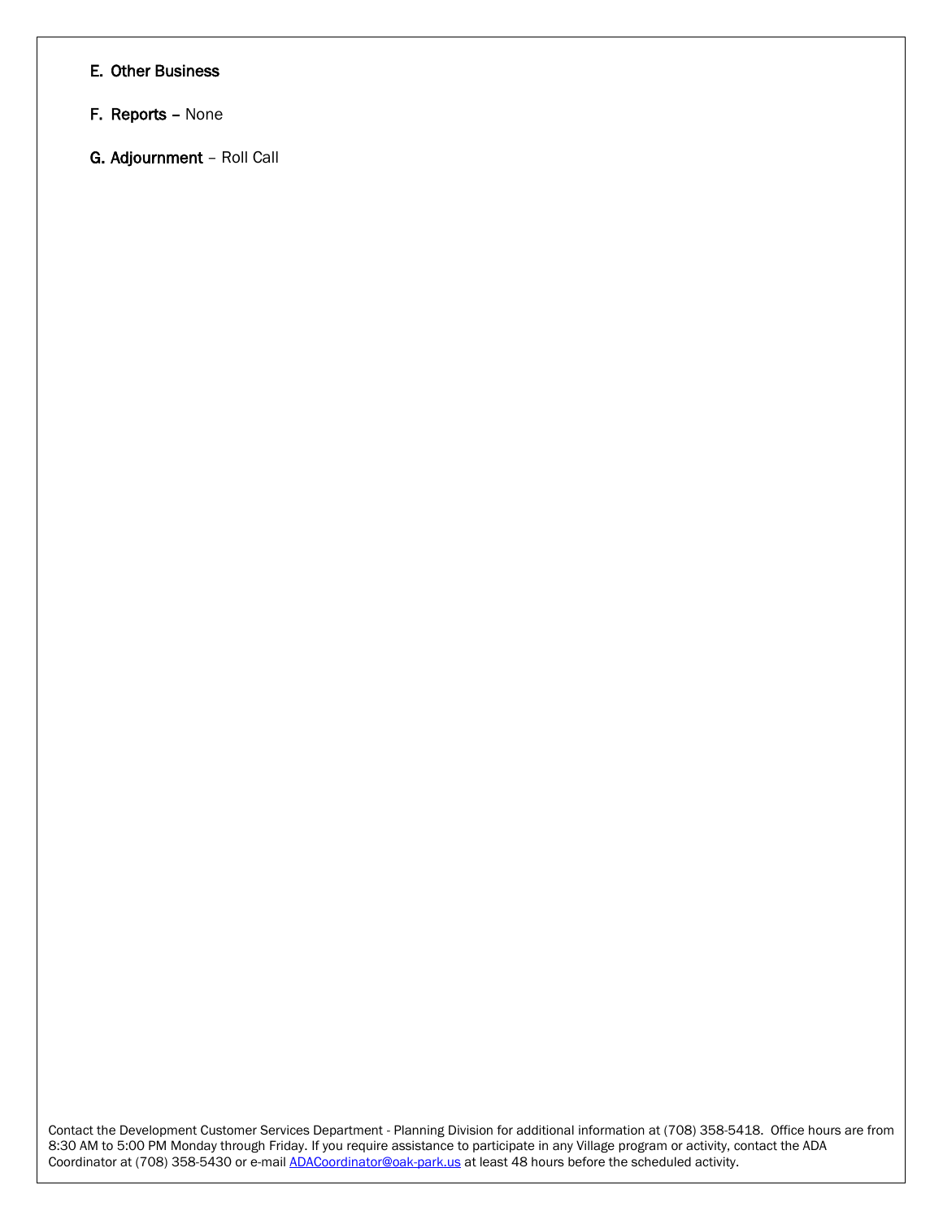**E. Other Business**

**F. Reports –** None

**G. Adjournment** – Roll Call

Contact the Development Customer Services Department - Planning Division for additional information at (708) 358-5418. Office hours are from 8:30 AM to 5:00 PM Monday through Friday. If you require assistance to participate in any Village program or activity, contact the ADA Coordinator at (708) 358-5430 or e-mail ADACoordinator@oak-park.us at least 48 hours before the scheduled activity.